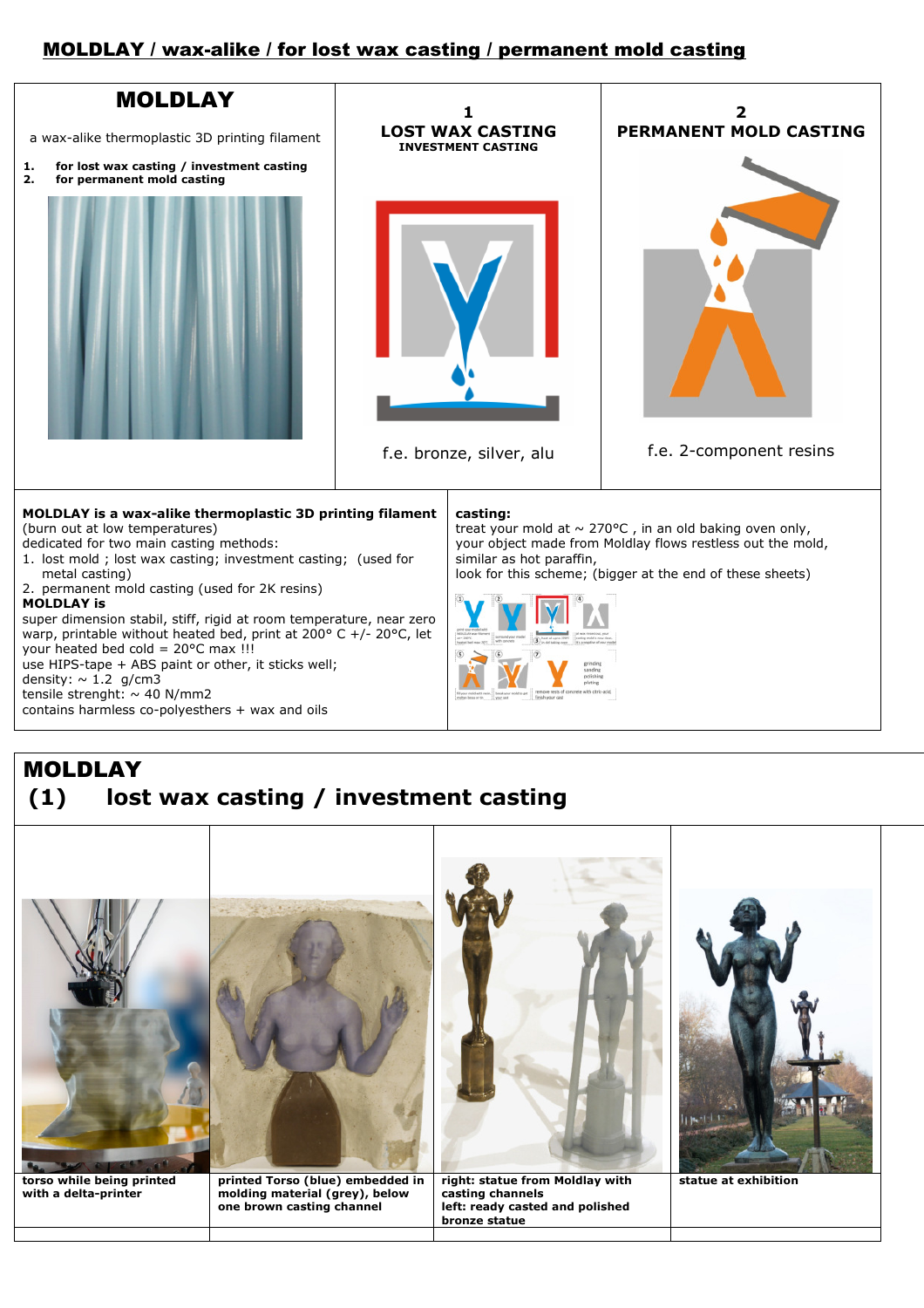## MOLDLAY / wax-alike / for lost wax casting / permanent mold casting

| MOLDLAY | 1 | 2 |
|---|---|---|
| a wax-alike thermoplastic 3D printing filament<br>1. **for lost wax casting / investment casting**<br>2. **for permanent mold casting** | **LOST WAX CASTING**<br>**INVESTMENT CASTING** | **PERMANENT MOLD CASTING** |
| | f.e. bronze, silver, alu | f.e. 2-component resins |

**MOLDLAY is a wax-alike thermoplastic 3D printing filament**
(burn out at low temperatures)
dedicated for two main casting methods:
1. lost mold ; lost wax casting; investment casting; (used for metal casting)
2. permanent mold casting (used for 2K resins)

**MOLDLAY is**
super dimension stabil, stiff, rigid at room temperature, near zero warp, printable without heated bed, print at 200° C +/- 20°C, let your heated bed cold = 20°C max !!!
use HIPS-tape + ABS paint or other, it sticks well;
density: ~ 1.2 g/cm3
tensile strenght: ~ 40 N/mm2
contains harmless co-polyesthers + wax and oils

**casting:**
treat your mold at ~ 270°C , in an old baking oven only,
your object made from Moldlay flows restless out the mold,
similar as hot paraffin,
look for this scheme; (bigger at the end of these sheets)

# MOLDLAY
## (1) lost wax casting / investment casting

| | | | |
|---|---|---|---|
| **torso while being printed with a delta-printer** | **printed Torso (blue) embedded in molding material (grey), below one brown casting channel** | **right: statue from Moldlay with casting channels**<br>**left: ready casted and polished bronze statue** | **statue at exhibition** |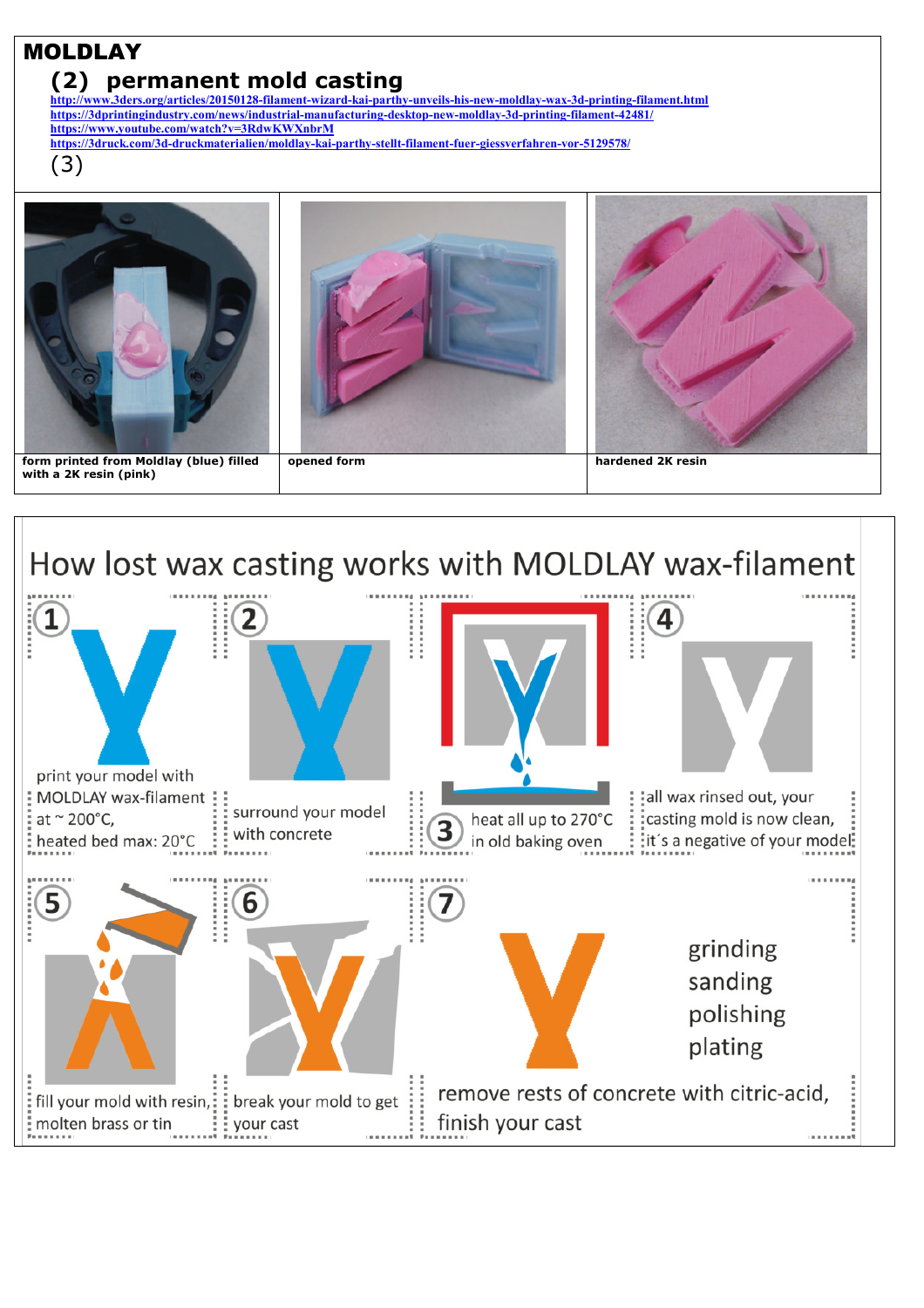# MOLDLAY

## (2) permanent mold casting

http://www.3ders.org/articles/20150128-filament-wizard-kai-parthy-unveils-his-new-moldlay-wax-3d-printing-filament.html
https://3dprintingindustry.com/news/industrial-manufacturing-desktop-new-moldlay-3d-printing-filament-42481/
https://www.youtube.com/watch?v=3RdwKWXnbrM
https://3druck.com/3d-druckmaterialien/moldlay-kai-parthy-stellt-filament-fuer-giessverfahren-vor-5129578/

(3)

| | | |
|---|---|---|
| **form printed from Moldlay (blue) filled with a 2K resin (pink)** | **opened form** | **hardened 2K resin** |

## How lost wax casting works with MOLDLAY wax-filament

1. print your model with MOLDLAY wax-filament at ~ 200°C, heated bed max: 20°C
2. surround your model with concrete
3. heat all up to 270°C in old baking oven
4. all wax rinsed out, your casting mold is now clean, it´s a negative of your model
5. fill your mold with resin, molten brass or tin
6. break your mold to get your cast
7. remove rests of concrete with citric-acid, finish your cast

grinding
sanding
polishing
plating